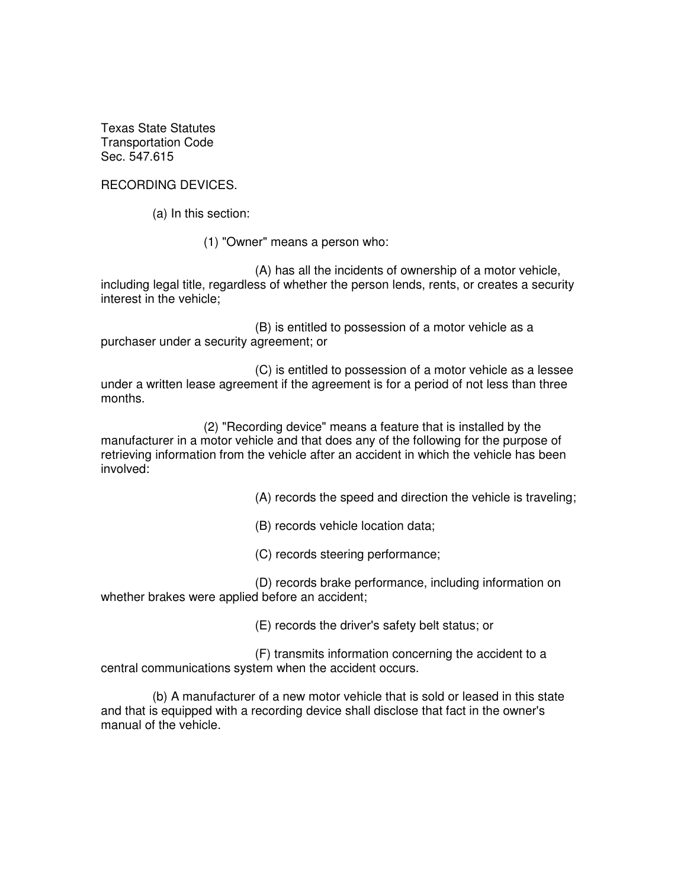Texas State Statutes
Transportation Code
Sec. 547.615

RECORDING DEVICES.

(a) In this section:

(1) "Owner" means a person who:

(A) has all the incidents of ownership of a motor vehicle, including legal title, regardless of whether the person lends, rents, or creates a security interest in the vehicle;

(B) is entitled to possession of a motor vehicle as a purchaser under a security agreement; or

(C) is entitled to possession of a motor vehicle as a lessee under a written lease agreement if the agreement is for a period of not less than three months.

(2) "Recording device" means a feature that is installed by the manufacturer in a motor vehicle and that does any of the following for the purpose of retrieving information from the vehicle after an accident in which the vehicle has been involved:

(A) records the speed and direction the vehicle is traveling;

(B) records vehicle location data;

(C) records steering performance;

(D) records brake performance, including information on whether brakes were applied before an accident;

(E) records the driver's safety belt status; or

(F) transmits information concerning the accident to a central communications system when the accident occurs.

(b) A manufacturer of a new motor vehicle that is sold or leased in this state and that is equipped with a recording device shall disclose that fact in the owner's manual of the vehicle.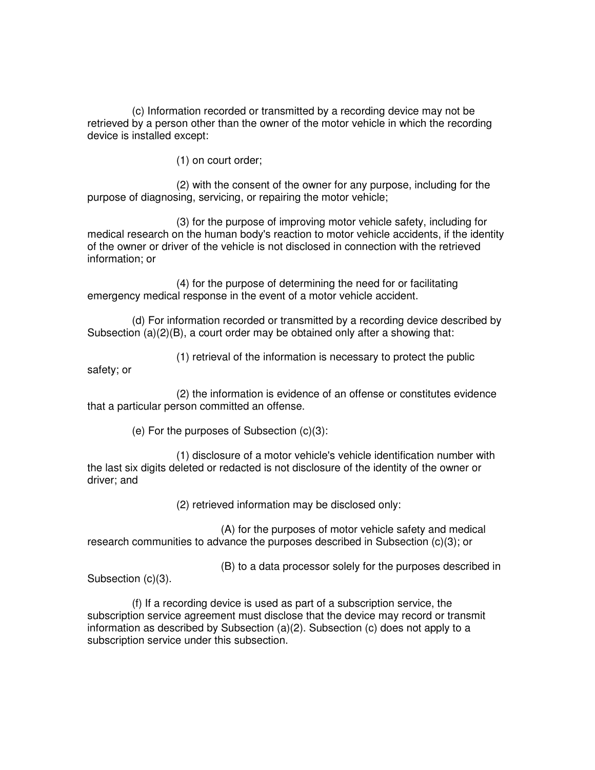(c) Information recorded or transmitted by a recording device may not be retrieved by a person other than the owner of the motor vehicle in which the recording device is installed except:

(1) on court order;

(2) with the consent of the owner for any purpose, including for the purpose of diagnosing, servicing, or repairing the motor vehicle;

(3) for the purpose of improving motor vehicle safety, including for medical research on the human body's reaction to motor vehicle accidents, if the identity of the owner or driver of the vehicle is not disclosed in connection with the retrieved information; or

(4) for the purpose of determining the need for or facilitating emergency medical response in the event of a motor vehicle accident.

(d) For information recorded or transmitted by a recording device described by Subsection (a)(2)(B), a court order may be obtained only after a showing that:

(1) retrieval of the information is necessary to protect the public safety; or

(2) the information is evidence of an offense or constitutes evidence that a particular person committed an offense.

(e) For the purposes of Subsection (c)(3):

(1) disclosure of a motor vehicle's vehicle identification number with the last six digits deleted or redacted is not disclosure of the identity of the owner or driver; and

(2) retrieved information may be disclosed only:

(A) for the purposes of motor vehicle safety and medical research communities to advance the purposes described in Subsection (c)(3); or

(B) to a data processor solely for the purposes described in Subsection (c)(3).

(f) If a recording device is used as part of a subscription service, the subscription service agreement must disclose that the device may record or transmit information as described by Subsection (a)(2). Subsection (c) does not apply to a subscription service under this subsection.